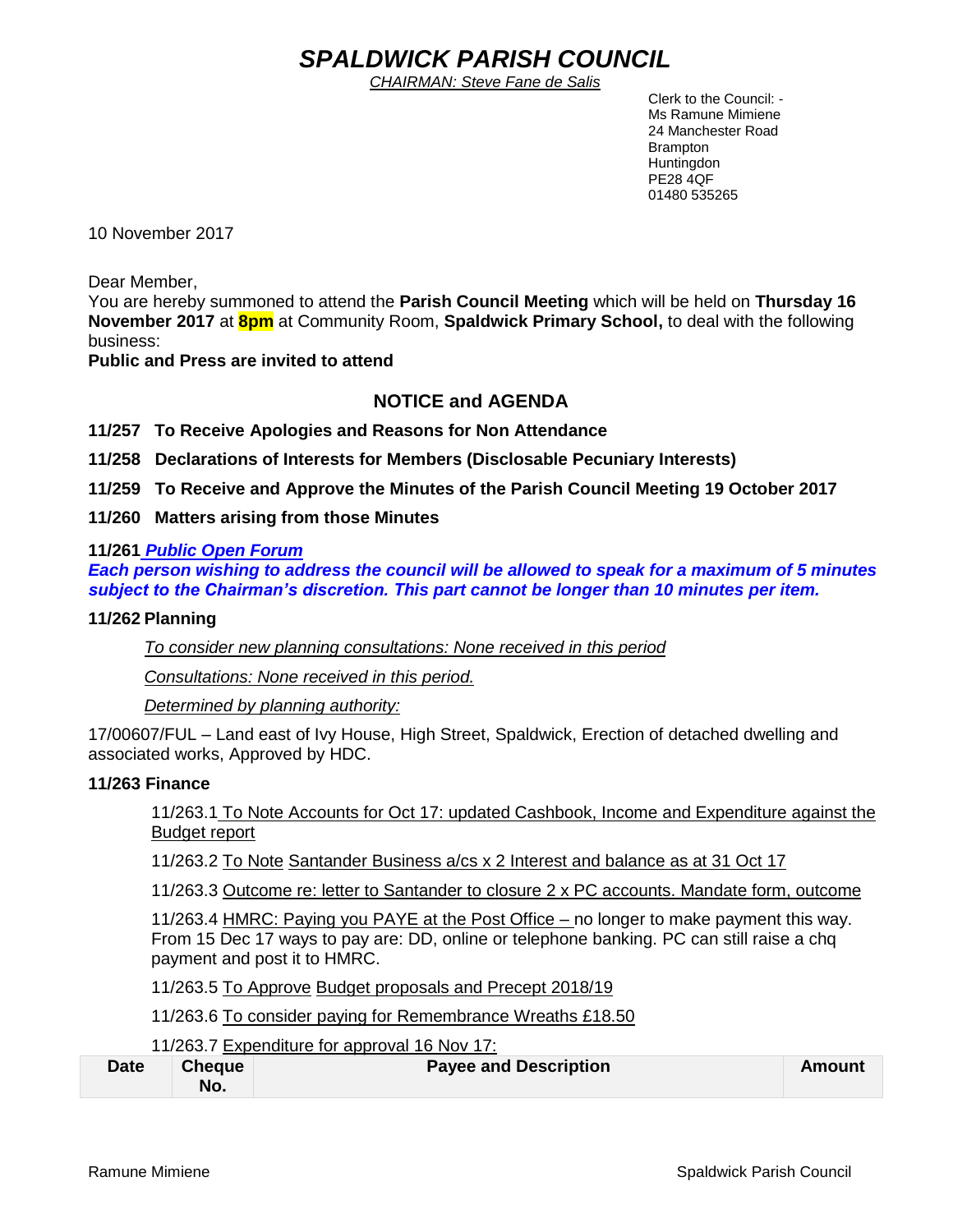# *SPALDWICK PARISH COUNCIL*

*CHAIRMAN: Steve Fane de Salis*

Clerk to the Council: -
Ms Ramune Mimiene
24 Manchester Road
Brampton
Huntingdon
PE28 4QF
01480 535265

10 November 2017

Dear Member,

You are hereby summoned to attend the **Parish Council Meeting** which will be held on **Thursday 16 November 2017** at **8pm** at Community Room, **Spaldwick Primary School,** to deal with the following business:

**Public and Press are invited to attend**

## NOTICE and AGENDA

**11/257 To Receive Apologies and Reasons for Non Attendance**

**11/258 Declarations of Interests for Members (Disclosable Pecuniary Interests)**

**11/259 To Receive and Approve the Minutes of the Parish Council Meeting 19 October 2017**

**11/260 Matters arising from those Minutes**

**11/261** ***Public Open Forum***

***Each person wishing to address the council will be allowed to speak for a maximum of 5 minutes subject to the Chairman's discretion. This part cannot be longer than 10 minutes per item.***

**11/262 Planning**

*To consider new planning consultations: None received in this period*

*Consultations: None received in this period.*

*Determined by planning authority:*

17/00607/FUL – Land east of Ivy House, High Street, Spaldwick, Erection of detached dwelling and associated works, Approved by HDC.

**11/263 Finance**

11/263.1 To Note Accounts for Oct 17: updated Cashbook, Income and Expenditure against the Budget report

11/263.2 To Note Santander Business a/cs x 2 Interest and balance as at 31 Oct 17

11/263.3 Outcome re: letter to Santander to closure 2 x PC accounts. Mandate form, outcome

11/263.4 HMRC: Paying you PAYE at the Post Office – no longer to make payment this way. From 15 Dec 17 ways to pay are: DD, online or telephone banking. PC can still raise a chq payment and post it to HMRC.

11/263.5 To Approve Budget proposals and Precept 2018/19

11/263.6 To consider paying for Remembrance Wreaths £18.50

11/263.7 Expenditure for approval 16 Nov 17:

| Date | Cheque No. | Payee and Description | Amount |
|---|---|---|---|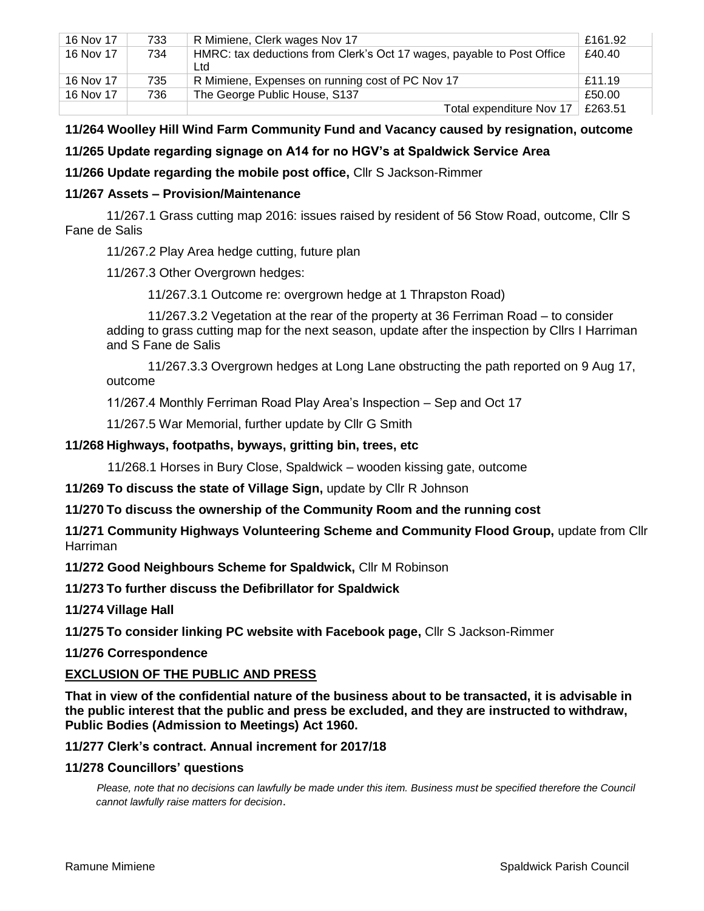| 16 Nov 17 | 733 | R Mimiene, Clerk wages Nov 17 | £161.92 |
|---|---|---|---|
| 16 Nov 17 | 734 | HMRC: tax deductions from Clerk's Oct 17 wages, payable to Post Office Ltd | £40.40 |
| 16 Nov 17 | 735 | R Mimiene, Expenses on running cost of PC Nov 17 | £11.19 |
| 16 Nov 17 | 736 | The George Public House, S137 | £50.00 |
| | | Total expenditure Nov 17 | £263.51 |

**11/264 Woolley Hill Wind Farm Community Fund and Vacancy caused by resignation, outcome**

**11/265 Update regarding signage on A14 for no HGV's at Spaldwick Service Area**

**11/266 Update regarding the mobile post office,** Cllr S Jackson-Rimmer

**11/267 Assets – Provision/Maintenance**

11/267.1 Grass cutting map 2016: issues raised by resident of 56 Stow Road, outcome, Cllr S Fane de Salis

11/267.2 Play Area hedge cutting, future plan

11/267.3 Other Overgrown hedges:

11/267.3.1 Outcome re: overgrown hedge at 1 Thrapston Road)

11/267.3.2 Vegetation at the rear of the property at 36 Ferriman Road – to consider adding to grass cutting map for the next season, update after the inspection by Cllrs I Harriman and S Fane de Salis

11/267.3.3 Overgrown hedges at Long Lane obstructing the path reported on 9 Aug 17, outcome

11/267.4 Monthly Ferriman Road Play Area's Inspection – Sep and Oct 17

11/267.5 War Memorial, further update by Cllr G Smith

**11/268 Highways, footpaths, byways, gritting bin, trees, etc**

11/268.1 Horses in Bury Close, Spaldwick – wooden kissing gate, outcome

**11/269 To discuss the state of Village Sign,** update by Cllr R Johnson

**11/270 To discuss the ownership of the Community Room and the running cost**

**11/271 Community Highways Volunteering Scheme and Community Flood Group,** update from Cllr Harriman

**11/272 Good Neighbours Scheme for Spaldwick,** Cllr M Robinson

**11/273 To further discuss the Defibrillator for Spaldwick**

**11/274 Village Hall**

**11/275 To consider linking PC website with Facebook page,** Cllr S Jackson-Rimmer

**11/276 Correspondence**

**EXCLUSION OF THE PUBLIC AND PRESS**

**That in view of the confidential nature of the business about to be transacted, it is advisable in the public interest that the public and press be excluded, and they are instructed to withdraw, Public Bodies (Admission to Meetings) Act 1960.**

**11/277 Clerk's contract. Annual increment for 2017/18**

**11/278 Councillors' questions**

*Please, note that no decisions can lawfully be made under this item. Business must be specified therefore the Council cannot lawfully raise matters for decision*.

Ramune Mimiene Spaldwick Parish Council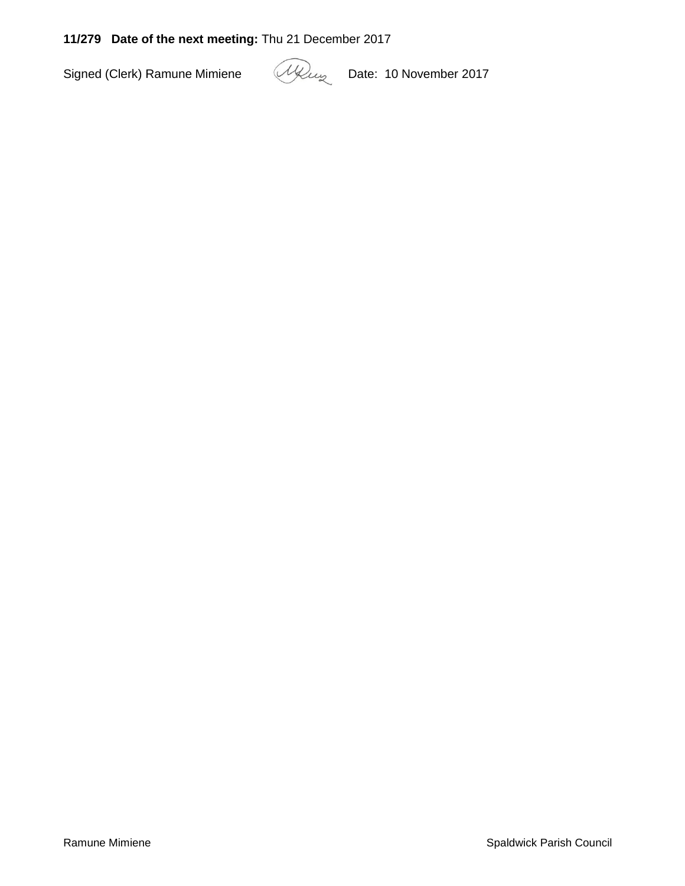**11/279 Date of the next meeting:** Thu 21 December 2017

Signed (Clerk) Ramune Mimiene Date: 10 November 2017